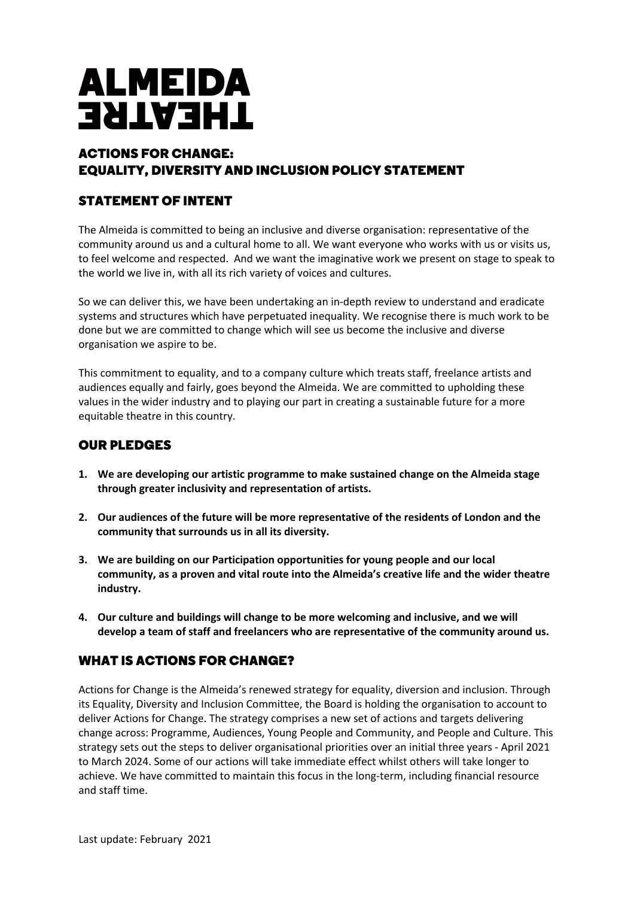# ALMEIDA THEATRE

## ACTIONS FOR CHANGE: EQUALITY, DIVERSITY AND INCLUSION POLICY STATEMENT

## STATEMENT OF INTENT

The Almeida is committed to being an inclusive and diverse organisation: representative of the community around us and a cultural home to all. We want everyone who works with us or visits us, to feel welcome and respected. And we want the imaginative work we present on stage to speak to the world we live in, with all its rich variety of voices and cultures.

So we can deliver this, we have been undertaking an in-depth review to understand and eradicate systems and structures which have perpetuated inequality. We recognise there is much work to be done but we are committed to change which will see us become the inclusive and diverse organisation we aspire to be.

This commitment to equality, and to a company culture which treats staff, freelance artists and audiences equally and fairly, goes beyond the Almeida. We are committed to upholding these values in the wider industry and to playing our part in creating a sustainable future for a more equitable theatre in this country.

## OUR PLEDGES

1. **We are developing our artistic programme to make sustained change on the Almeida stage through greater inclusivity and representation of artists.**

2. **Our audiences of the future will be more representative of the residents of London and the community that surrounds us in all its diversity.**

3. **We are building on our Participation opportunities for young people and our local community, as a proven and vital route into the Almeida's creative life and the wider theatre industry.**

4. **Our culture and buildings will change to be more welcoming and inclusive, and we will develop a team of staff and freelancers who are representative of the community around us.**

## WHAT IS ACTIONS FOR CHANGE?

Actions for Change is the Almeida's renewed strategy for equality, diversion and inclusion. Through its Equality, Diversity and Inclusion Committee, the Board is holding the organisation to account to deliver Actions for Change. The strategy comprises a new set of actions and targets delivering change across: Programme, Audiences, Young People and Community, and People and Culture. This strategy sets out the steps to deliver organisational priorities over an initial three years - April 2021 to March 2024. Some of our actions will take immediate effect whilst others will take longer to achieve. We have committed to maintain this focus in the long-term, including financial resource and staff time.

Last update: February 2021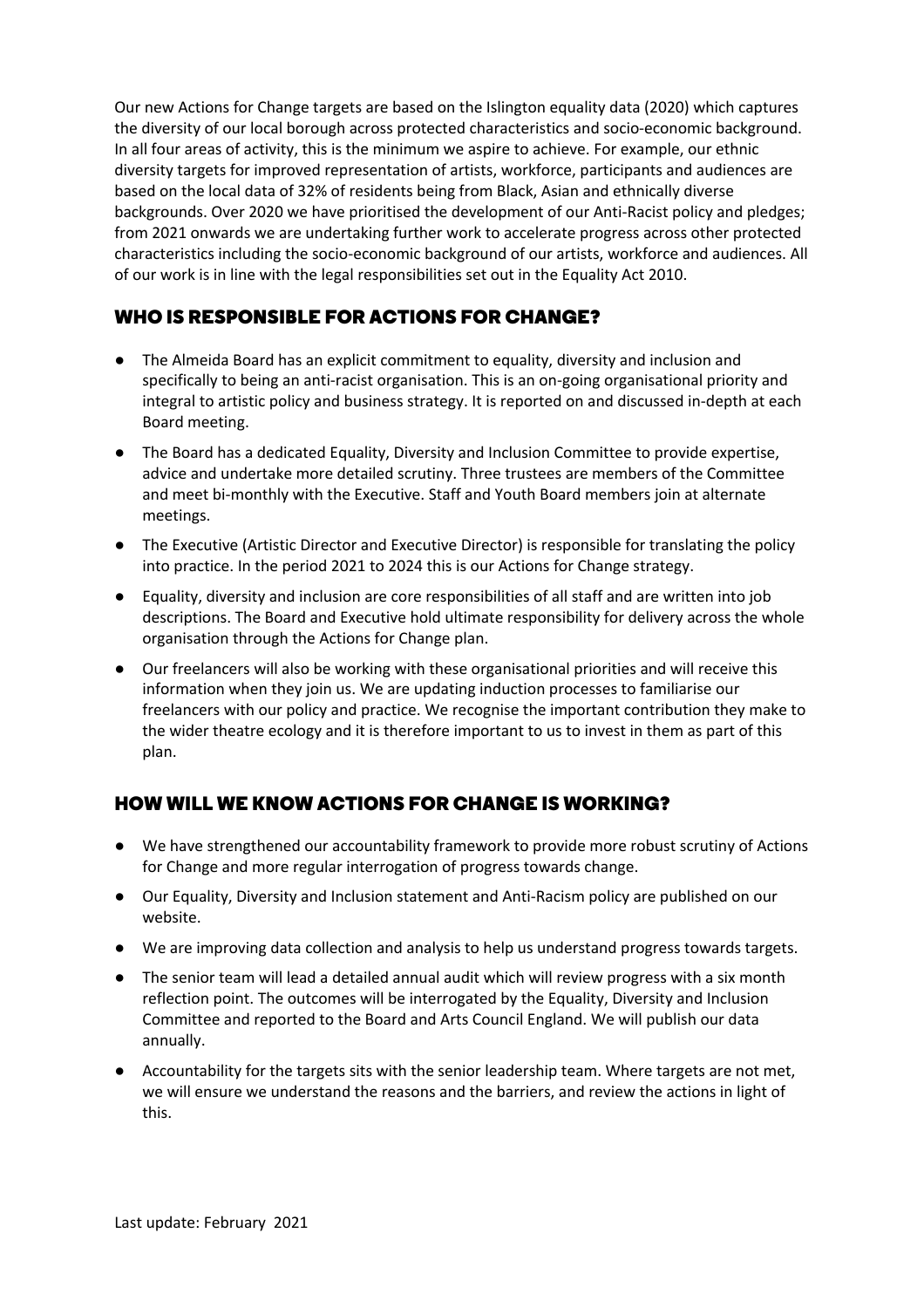Our new Actions for Change targets are based on the Islington equality data (2020) which captures the diversity of our local borough across protected characteristics and socio-economic background. In all four areas of activity, this is the minimum we aspire to achieve. For example, our ethnic diversity targets for improved representation of artists, workforce, participants and audiences are based on the local data of 32% of residents being from Black, Asian and ethnically diverse backgrounds. Over 2020 we have prioritised the development of our Anti-Racist policy and pledges; from 2021 onwards we are undertaking further work to accelerate progress across other protected characteristics including the socio-economic background of our artists, workforce and audiences. All of our work is in line with the legal responsibilities set out in the Equality Act 2010.

## WHO IS RESPONSIBLE FOR ACTIONS FOR CHANGE?

- The Almeida Board has an explicit commitment to equality, diversity and inclusion and specifically to being an anti-racist organisation. This is an on-going organisational priority and integral to artistic policy and business strategy. It is reported on and discussed in-depth at each Board meeting.
- The Board has a dedicated Equality, Diversity and Inclusion Committee to provide expertise, advice and undertake more detailed scrutiny. Three trustees are members of the Committee and meet bi-monthly with the Executive. Staff and Youth Board members join at alternate meetings.
- The Executive (Artistic Director and Executive Director) is responsible for translating the policy into practice. In the period 2021 to 2024 this is our Actions for Change strategy.
- Equality, diversity and inclusion are core responsibilities of all staff and are written into job descriptions. The Board and Executive hold ultimate responsibility for delivery across the whole organisation through the Actions for Change plan.
- Our freelancers will also be working with these organisational priorities and will receive this information when they join us. We are updating induction processes to familiarise our freelancers with our policy and practice. We recognise the important contribution they make to the wider theatre ecology and it is therefore important to us to invest in them as part of this plan.

## HOW WILL WE KNOW ACTIONS FOR CHANGE IS WORKING?

- We have strengthened our accountability framework to provide more robust scrutiny of Actions for Change and more regular interrogation of progress towards change.
- Our Equality, Diversity and Inclusion statement and Anti-Racism policy are published on our website.
- We are improving data collection and analysis to help us understand progress towards targets.
- The senior team will lead a detailed annual audit which will review progress with a six month reflection point. The outcomes will be interrogated by the Equality, Diversity and Inclusion Committee and reported to the Board and Arts Council England. We will publish our data annually.
- Accountability for the targets sits with the senior leadership team. Where targets are not met, we will ensure we understand the reasons and the barriers, and review the actions in light of this.

Last update: February 2021